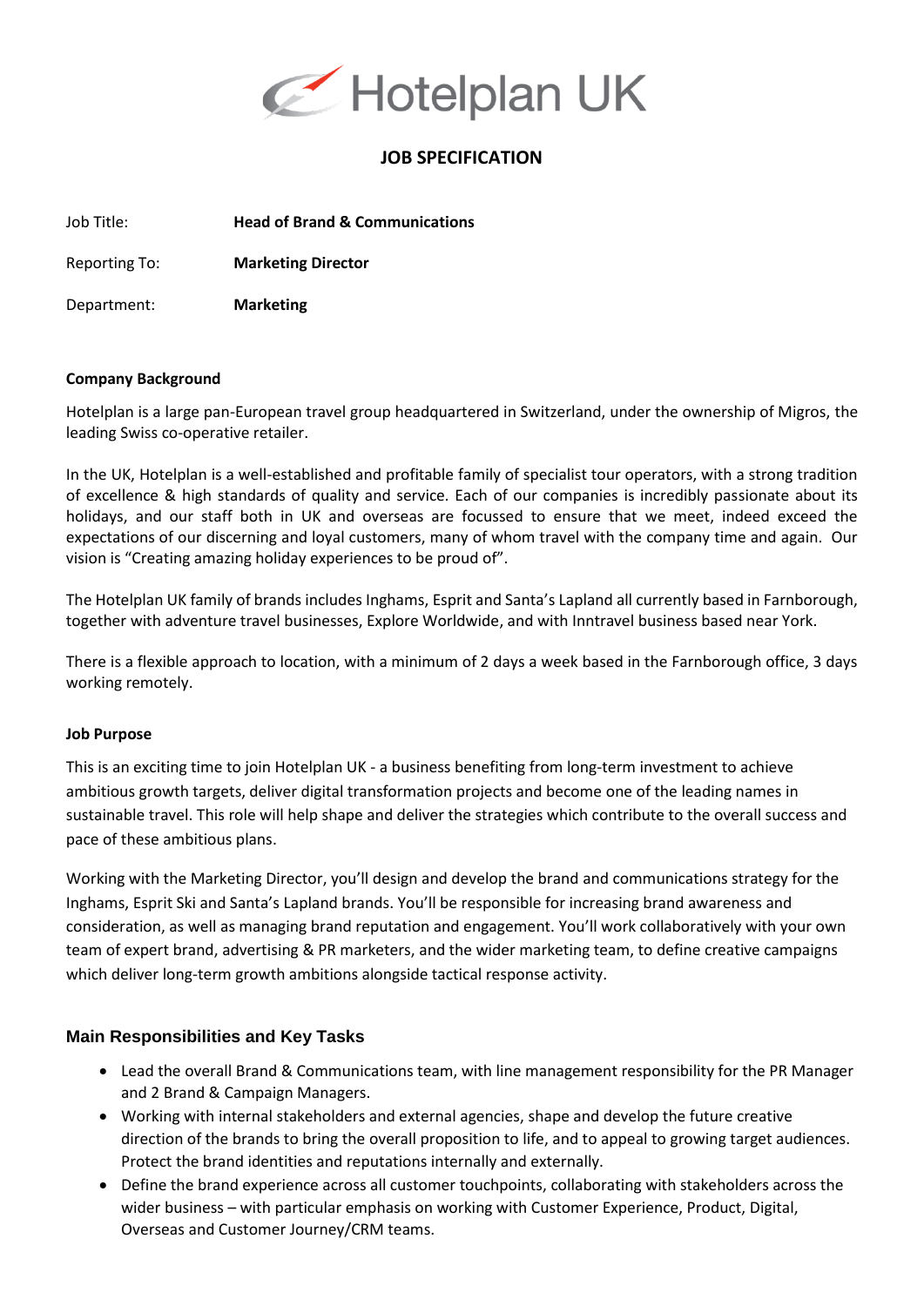Hotelplan UK

# JOB SPECIFICATION

Job Title: **Head of Brand & Communications**

Reporting To: **Marketing Director**

Department: **Marketing**

**Company Background**

Hotelplan is a large pan-European travel group headquartered in Switzerland, under the ownership of Migros, the leading Swiss co-operative retailer.

In the UK, Hotelplan is a well-established and profitable family of specialist tour operators, with a strong tradition of excellence & high standards of quality and service. Each of our companies is incredibly passionate about its holidays, and our staff both in UK and overseas are focussed to ensure that we meet, indeed exceed the expectations of our discerning and loyal customers, many of whom travel with the company time and again. Our vision is "Creating amazing holiday experiences to be proud of".

The Hotelplan UK family of brands includes Inghams, Esprit and Santa's Lapland all currently based in Farnborough, together with adventure travel businesses, Explore Worldwide, and with Inntravel business based near York.

There is a flexible approach to location, with a minimum of 2 days a week based in the Farnborough office, 3 days working remotely.

**Job Purpose**

This is an exciting time to join Hotelplan UK - a business benefiting from long-term investment to achieve ambitious growth targets, deliver digital transformation projects and become one of the leading names in sustainable travel. This role will help shape and deliver the strategies which contribute to the overall success and pace of these ambitious plans.

Working with the Marketing Director, you'll design and develop the brand and communications strategy for the Inghams, Esprit Ski and Santa's Lapland brands. You'll be responsible for increasing brand awareness and consideration, as well as managing brand reputation and engagement. You'll work collaboratively with your own team of expert brand, advertising & PR marketers, and the wider marketing team, to define creative campaigns which deliver long-term growth ambitions alongside tactical response activity.

## Main Responsibilities and Key Tasks

- Lead the overall Brand & Communications team, with line management responsibility for the PR Manager and 2 Brand & Campaign Managers.
- Working with internal stakeholders and external agencies, shape and develop the future creative direction of the brands to bring the overall proposition to life, and to appeal to growing target audiences. Protect the brand identities and reputations internally and externally.
- Define the brand experience across all customer touchpoints, collaborating with stakeholders across the wider business – with particular emphasis on working with Customer Experience, Product, Digital, Overseas and Customer Journey/CRM teams.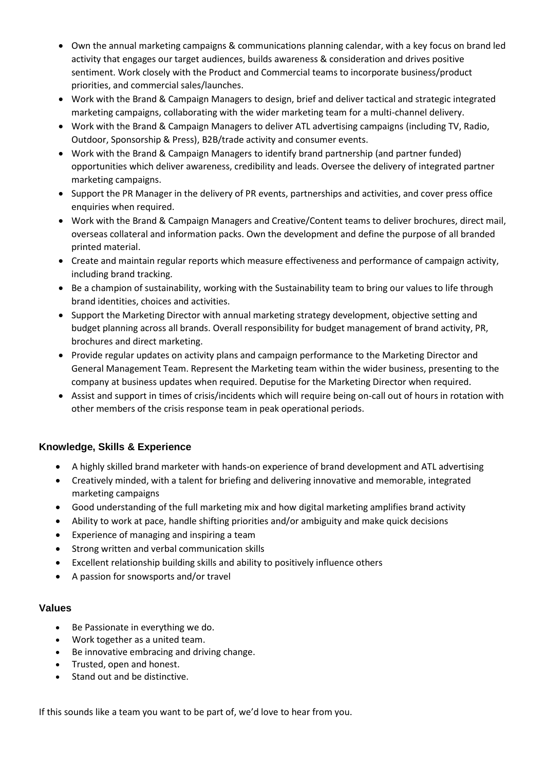- Own the annual marketing campaigns & communications planning calendar, with a key focus on brand led activity that engages our target audiences, builds awareness & consideration and drives positive sentiment. Work closely with the Product and Commercial teams to incorporate business/product priorities, and commercial sales/launches.
- Work with the Brand & Campaign Managers to design, brief and deliver tactical and strategic integrated marketing campaigns, collaborating with the wider marketing team for a multi-channel delivery.
- Work with the Brand & Campaign Managers to deliver ATL advertising campaigns (including TV, Radio, Outdoor, Sponsorship & Press), B2B/trade activity and consumer events.
- Work with the Brand & Campaign Managers to identify brand partnership (and partner funded) opportunities which deliver awareness, credibility and leads. Oversee the delivery of integrated partner marketing campaigns.
- Support the PR Manager in the delivery of PR events, partnerships and activities, and cover press office enquiries when required.
- Work with the Brand & Campaign Managers and Creative/Content teams to deliver brochures, direct mail, overseas collateral and information packs. Own the development and define the purpose of all branded printed material.
- Create and maintain regular reports which measure effectiveness and performance of campaign activity, including brand tracking.
- Be a champion of sustainability, working with the Sustainability team to bring our values to life through brand identities, choices and activities.
- Support the Marketing Director with annual marketing strategy development, objective setting and budget planning across all brands. Overall responsibility for budget management of brand activity, PR, brochures and direct marketing.
- Provide regular updates on activity plans and campaign performance to the Marketing Director and General Management Team. Represent the Marketing team within the wider business, presenting to the company at business updates when required. Deputise for the Marketing Director when required.
- Assist and support in times of crisis/incidents which will require being on-call out of hours in rotation with other members of the crisis response team in peak operational periods.

### Knowledge, Skills & Experience

- A highly skilled brand marketer with hands-on experience of brand development and ATL advertising
- Creatively minded, with a talent for briefing and delivering innovative and memorable, integrated marketing campaigns
- Good understanding of the full marketing mix and how digital marketing amplifies brand activity
- Ability to work at pace, handle shifting priorities and/or ambiguity and make quick decisions
- Experience of managing and inspiring a team
- Strong written and verbal communication skills
- Excellent relationship building skills and ability to positively influence others
- A passion for snowsports and/or travel

### Values

- Be Passionate in everything we do.
- Work together as a united team.
- Be innovative embracing and driving change.
- Trusted, open and honest.
- Stand out and be distinctive.

If this sounds like a team you want to be part of, we'd love to hear from you.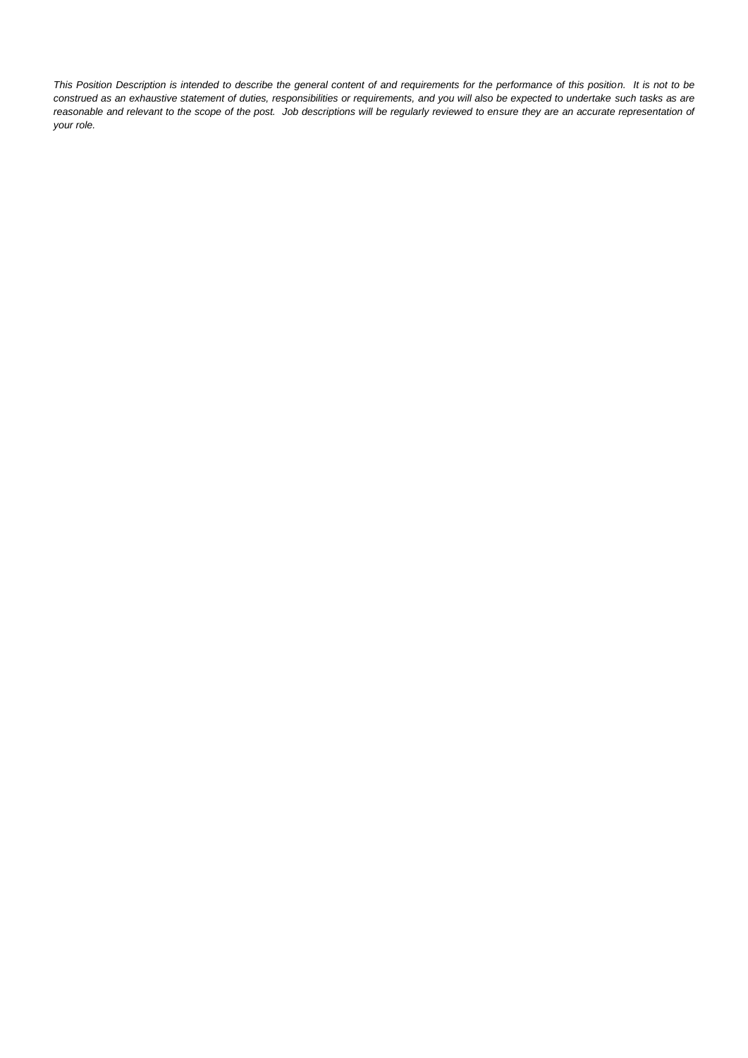*This Position Description is intended to describe the general content of and requirements for the performance of this position. It is not to be construed as an exhaustive statement of duties, responsibilities or requirements, and you will also be expected to undertake such tasks as are reasonable and relevant to the scope of the post. Job descriptions will be regularly reviewed to ensure they are an accurate representation of your role.*